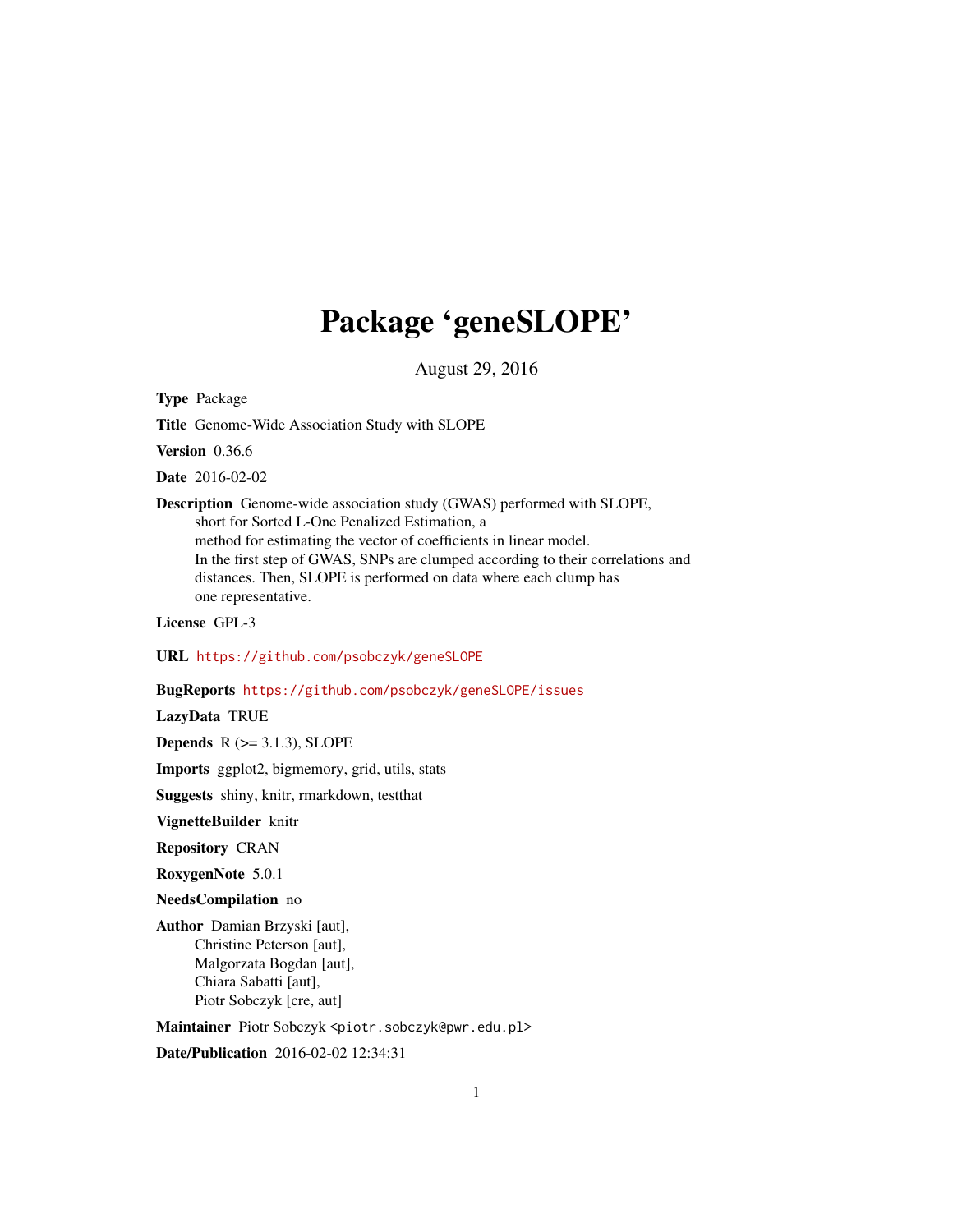# Package ‘geneSLOPE’

August 29, 2016

**Type** Package

**Title** Genome-Wide Association Study with SLOPE

**Version** 0.36.6

**Date** 2016-02-02

**Description** Genome-wide association study (GWAS) performed with SLOPE, short for Sorted L-One Penalized Estimation, a method for estimating the vector of coefficients in linear model. In the first step of GWAS, SNPs are clumped according to their correlations and distances. Then, SLOPE is performed on data where each clump has one representative.

**License** GPL-3

**URL** https://github.com/psobczyk/geneSLOPE

**BugReports** https://github.com/psobczyk/geneSLOPE/issues

**LazyData** TRUE

**Depends** R (>= 3.1.3), SLOPE

**Imports** ggplot2, bigmemory, grid, utils, stats

**Suggests** shiny, knitr, rmarkdown, testthat

**VignetteBuilder** knitr

**Repository** CRAN

**RoxygenNote** 5.0.1

**NeedsCompilation** no

**Author** Damian Brzyski [aut],
Christine Peterson [aut],
Malgorzata Bogdan [aut],
Chiara Sabatti [aut],
Piotr Sobczyk [cre, aut]

**Maintainer** Piotr Sobczyk <piotr.sobczyk@pwr.edu.pl>

**Date/Publication** 2016-02-02 12:34:31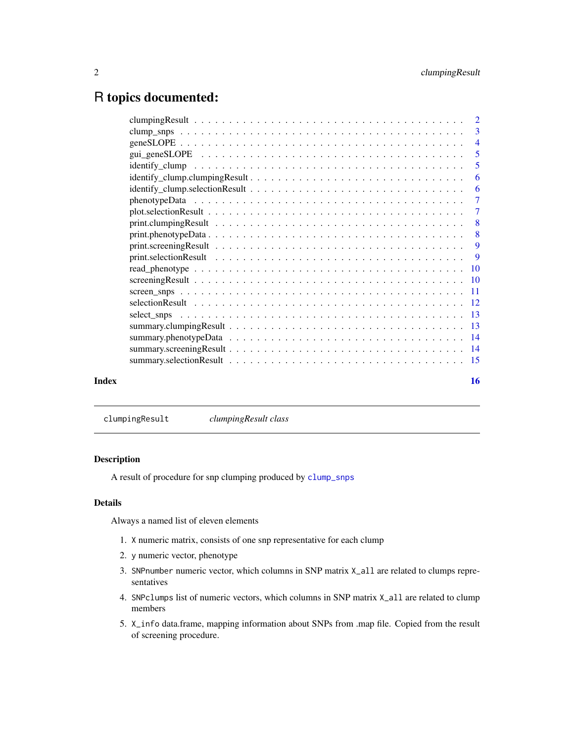# R topics documented:

| | |
|---|---|
| clumpingResult | 2 |
| clump_snps | 3 |
| geneSLOPE | 4 |
| gui_geneSLOPE | 5 |
| identify_clump | 5 |
| identify_clump.clumpingResult | 6 |
| identify_clump.selectionResult | 6 |
| phenotypeData | 7 |
| plot.selectionResult | 7 |
| print.clumpingResult | 8 |
| print.phenotypeData | 8 |
| print.screeningResult | 9 |
| print.selectionResult | 9 |
| read_phenotype | 10 |
| screeningResult | 10 |
| screen_snps | 11 |
| selectionResult | 12 |
| select_snps | 13 |
| summary.clumpingResult | 13 |
| summary.phenotypeData | 14 |
| summary.screeningResult | 14 |
| summary.selectionResult | 15 |

**Index** 16

---

`clumpingResult` *clumpingResult class*

---

### Description

A result of procedure for snp clumping produced by `clump_snps`

### Details

Always a named list of eleven elements

1. `X` numeric matrix, consists of one snp representative for each clump
2. `y` numeric vector, phenotype
3. `SNPnumber` numeric vector, which columns in SNP matrix `X_all` are related to clumps representatives
4. `SNPclumps` list of numeric vectors, which columns in SNP matrix `X_all` are related to clump members
5. `X_info` data.frame, mapping information about SNPs from .map file. Copied from the result of screening procedure.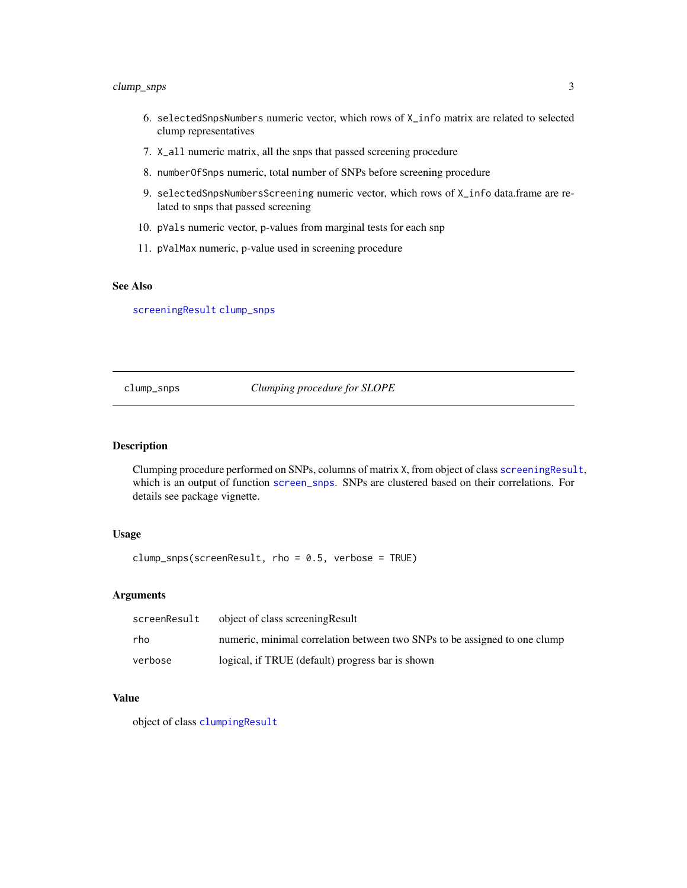6. `selectedSnpsNumbers` numeric vector, which rows of `X_info` matrix are related to selected clump representatives
7. `X_all` numeric matrix, all the snps that passed screening procedure
8. `numberOfSnps` numeric, total number of SNPs before screening procedure
9. `selectedSnpsNumbersScreening` numeric vector, which rows of `X_info` data.frame are related to snps that passed screening
10. `pVals` numeric vector, p-values from marginal tests for each snp
11. `pValMax` numeric, p-value used in screening procedure

### See Also

`screeningResult` `clump_snps`

---

## clump_snps — *Clumping procedure for SLOPE*

### Description

Clumping procedure performed on SNPs, columns of matrix `X`, from object of class `screeningResult`, which is an output of function `screen_snps`. SNPs are clustered based on their correlations. For details see package vignette.

### Usage

```
clump_snps(screenResult, rho = 0.5, verbose = TRUE)
```

### Arguments

| | |
|---|---|
| `screenResult` | object of class screeningResult |
| `rho` | numeric, minimal correlation between two SNPs to be assigned to one clump |
| `verbose` | logical, if TRUE (default) progress bar is shown |

### Value

object of class `clumpingResult`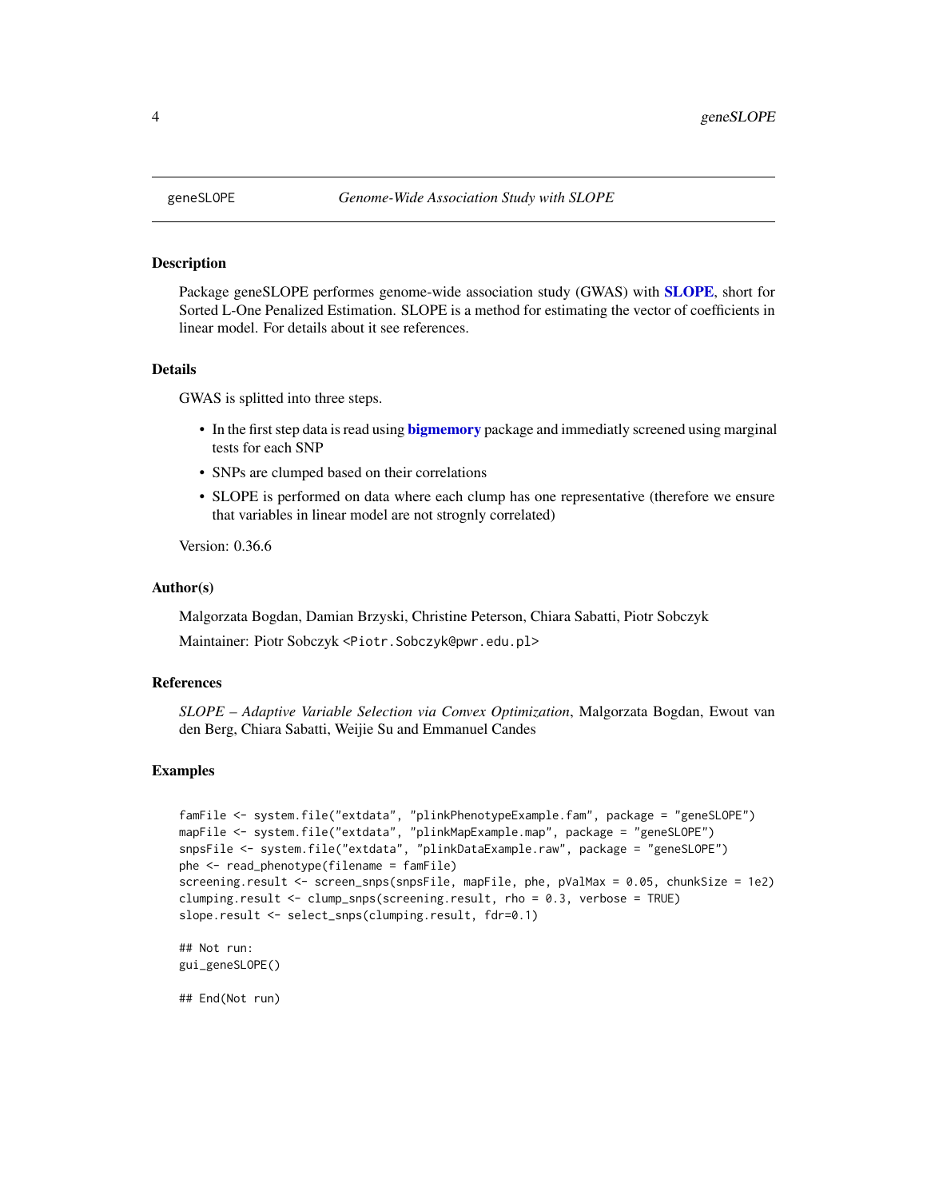# geneSLOPE — *Genome-Wide Association Study with SLOPE*

## Description

Package geneSLOPE performes genome-wide association study (GWAS) with **SLOPE**, short for Sorted L-One Penalized Estimation. SLOPE is a method for estimating the vector of coefficients in linear model. For details about it see references.

## Details

GWAS is splitted into three steps.

- In the first step data is read using **bigmemory** package and immediatly screened using marginal tests for each SNP
- SNPs are clumped based on their correlations
- SLOPE is performed on data where each clump has one representative (therefore we ensure that variables in linear model are not strognly correlated)

Version: 0.36.6

## Author(s)

Malgorzata Bogdan, Damian Brzyski, Christine Peterson, Chiara Sabatti, Piotr Sobczyk

Maintainer: Piotr Sobczyk <Piotr.Sobczyk@pwr.edu.pl>

## References

*SLOPE – Adaptive Variable Selection via Convex Optimization*, Malgorzata Bogdan, Ewout van den Berg, Chiara Sabatti, Weijie Su and Emmanuel Candes

## Examples

```
famFile <- system.file("extdata", "plinkPhenotypeExample.fam", package = "geneSLOPE")
mapFile <- system.file("extdata", "plinkMapExample.map", package = "geneSLOPE")
snpsFile <- system.file("extdata", "plinkDataExample.raw", package = "geneSLOPE")
phe <- read_phenotype(filename = famFile)
screening.result <- screen_snps(snpsFile, mapFile, phe, pValMax = 0.05, chunkSize = 1e2)
clumping.result <- clump_snps(screening.result, rho = 0.3, verbose = TRUE)
slope.result <- select_snps(clumping.result, fdr=0.1)

## Not run:
gui_geneSLOPE()

## End(Not run)
```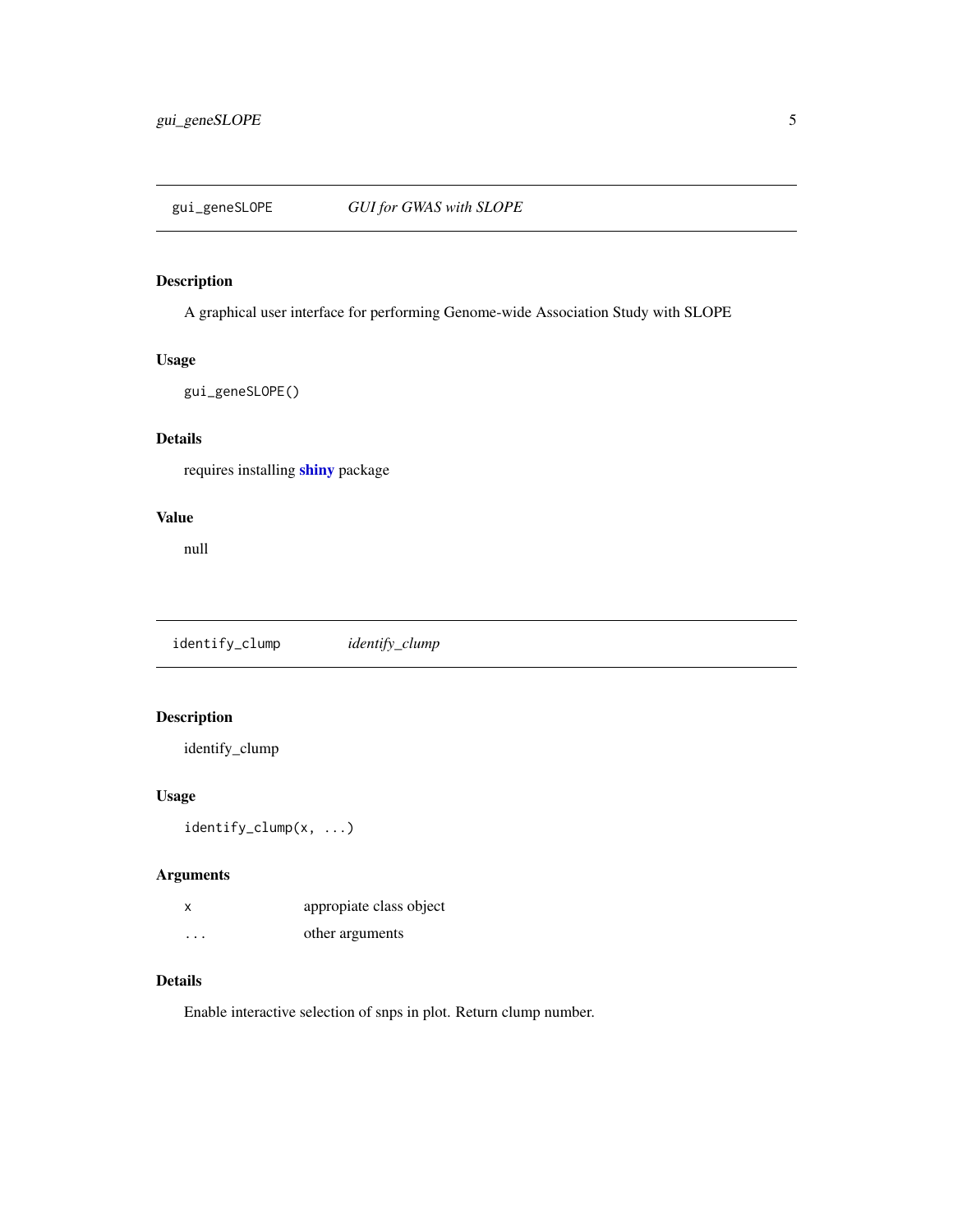## gui_geneSLOPE — *GUI for GWAS with SLOPE*

### Description

A graphical user interface for performing Genome-wide Association Study with SLOPE

### Usage

```
gui_geneSLOPE()
```

### Details

requires installing **shiny** package

### Value

null

## identify_clump — *identify_clump*

### Description

identify_clump

### Usage

```
identify_clump(x, ...)
```

### Arguments

| | |
|---|---|
| `x` | appropiate class object |
| `...` | other arguments |

### Details

Enable interactive selection of snps in plot. Return clump number.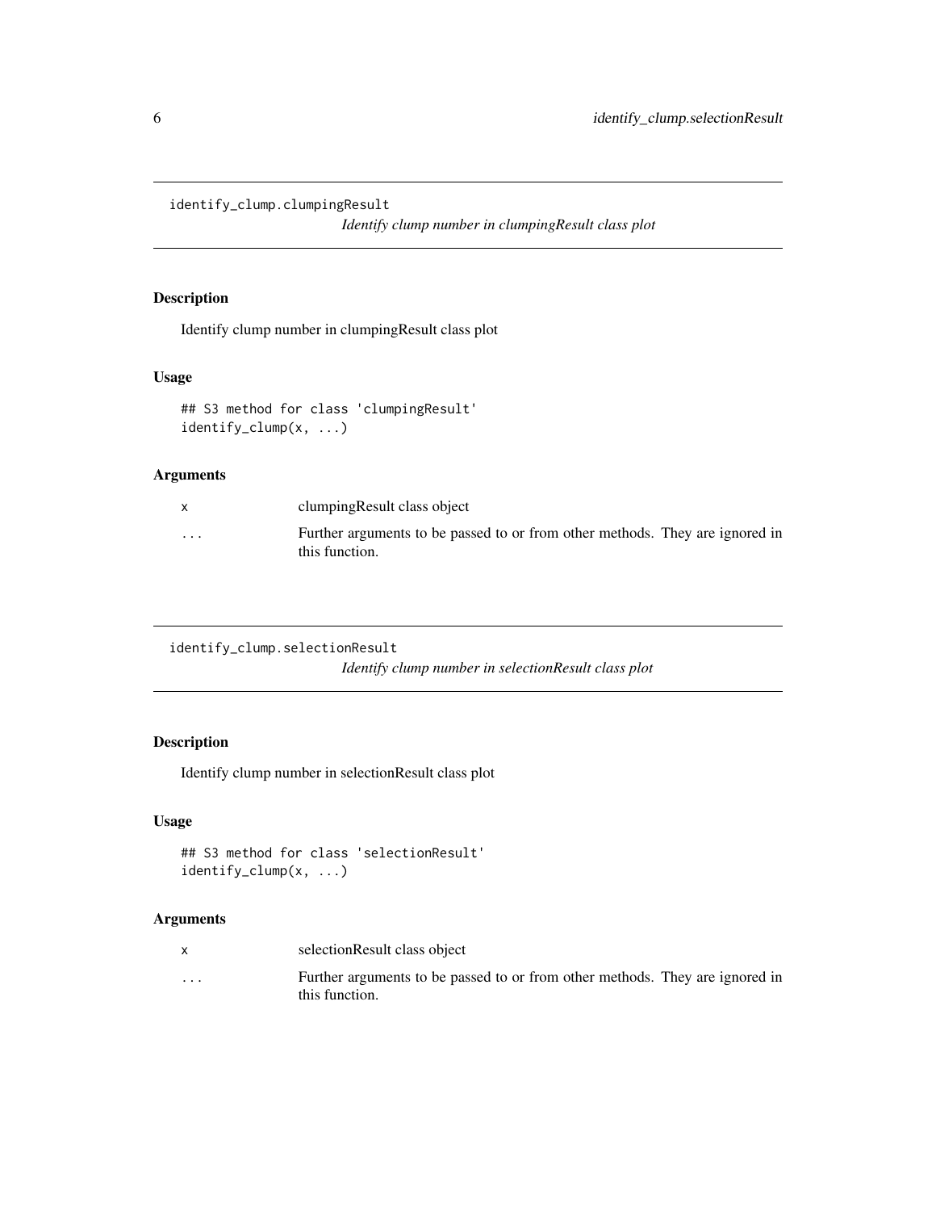## identify_clump.clumpingResult

*Identify clump number in clumpingResult class plot*

### Description

Identify clump number in clumpingResult class plot

### Usage

```
## S3 method for class 'clumpingResult'
identify_clump(x, ...)
```

### Arguments

| | |
|---|---|
| x | clumpingResult class object |
| ... | Further arguments to be passed to or from other methods. They are ignored in this function. |

## identify_clump.selectionResult

*Identify clump number in selectionResult class plot*

### Description

Identify clump number in selectionResult class plot

### Usage

```
## S3 method for class 'selectionResult'
identify_clump(x, ...)
```

### Arguments

| | |
|---|---|
| x | selectionResult class object |
| ... | Further arguments to be passed to or from other methods. They are ignored in this function. |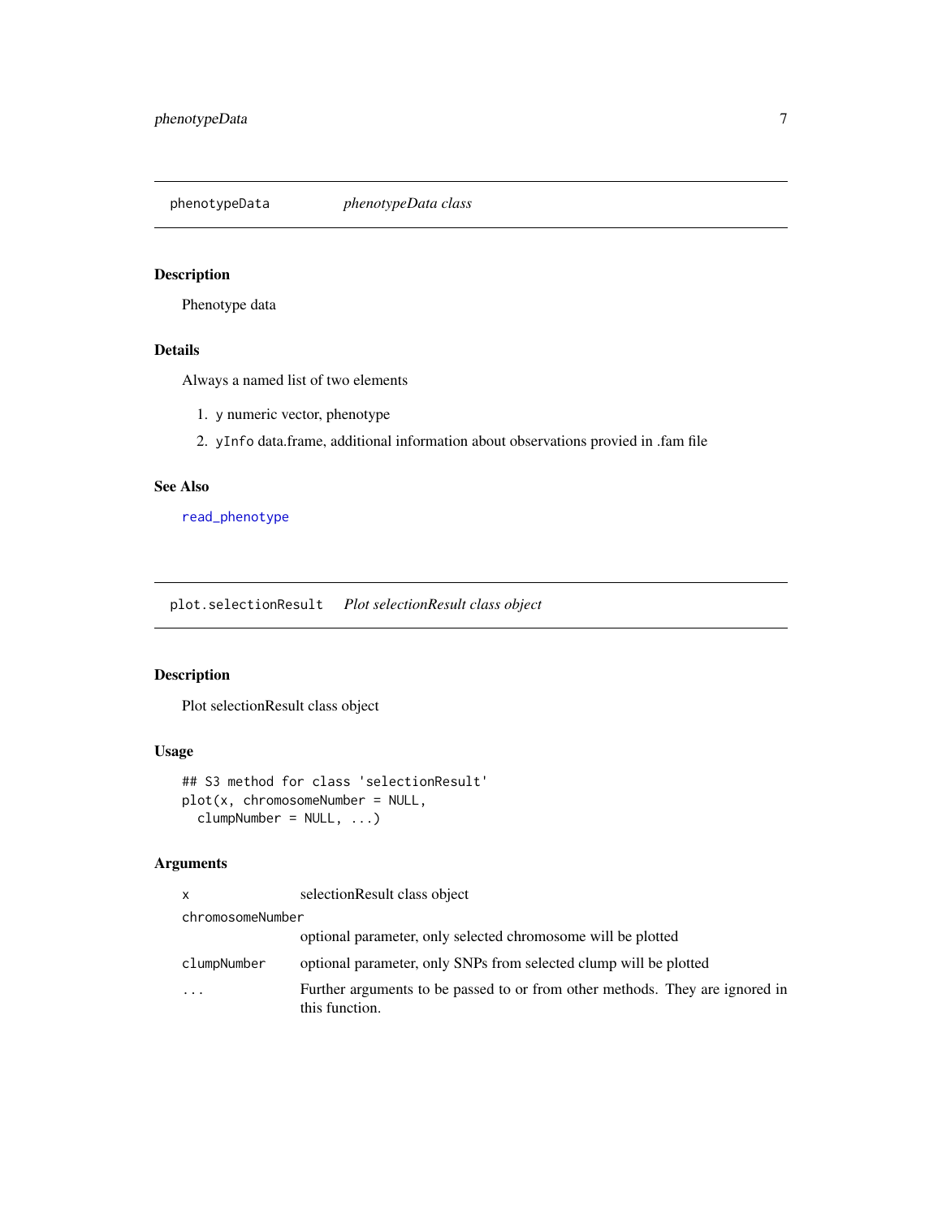## phenotypeData — *phenotypeData class*

### Description

Phenotype data

### Details

Always a named list of two elements

1. `y` numeric vector, phenotype
2. `yInfo` data.frame, additional information about observations provied in .fam file

### See Also

`read_phenotype`

## plot.selectionResult — *Plot selectionResult class object*

### Description

Plot selectionResult class object

### Usage

```
## S3 method for class 'selectionResult'
plot(x, chromosomeNumber = NULL,
  clumpNumber = NULL, ...)
```

### Arguments

| | |
|---|---|
| `x` | selectionResult class object |
| `chromosomeNumber` | optional parameter, only selected chromosome will be plotted |
| `clumpNumber` | optional parameter, only SNPs from selected clump will be plotted |
| `...` | Further arguments to be passed to or from other methods. They are ignored in this function. |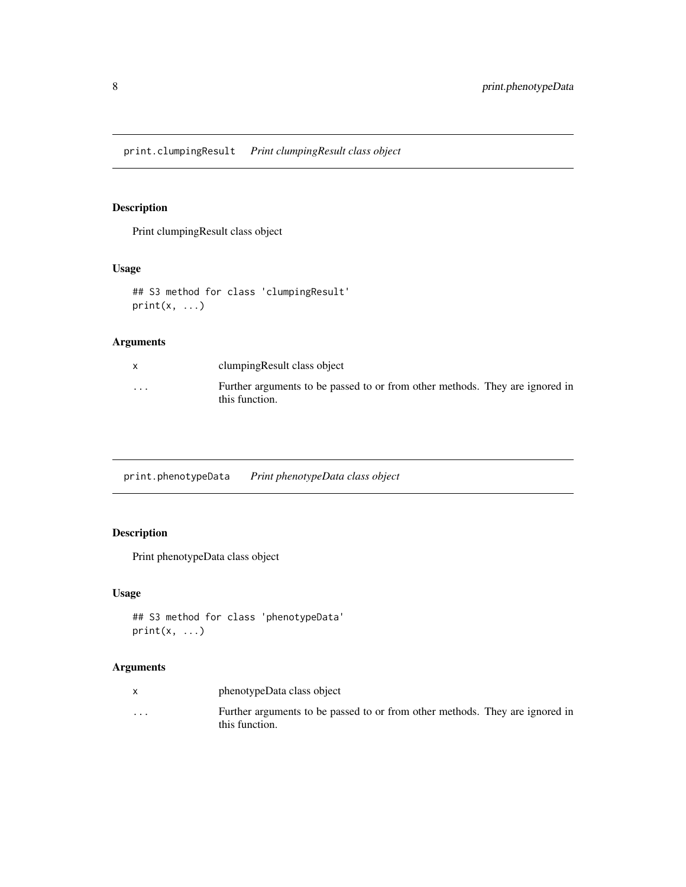## print.clumpingResult *Print clumpingResult class object*

### Description

Print clumpingResult class object

### Usage

```
## S3 method for class 'clumpingResult'
print(x, ...)
```

### Arguments

| | |
|---|---|
| x | clumpingResult class object |
| ... | Further arguments to be passed to or from other methods. They are ignored in this function. |

## print.phenotypeData *Print phenotypeData class object*

### Description

Print phenotypeData class object

### Usage

```
## S3 method for class 'phenotypeData'
print(x, ...)
```

### Arguments

| | |
|---|---|
| x | phenotypeData class object |
| ... | Further arguments to be passed to or from other methods. They are ignored in this function. |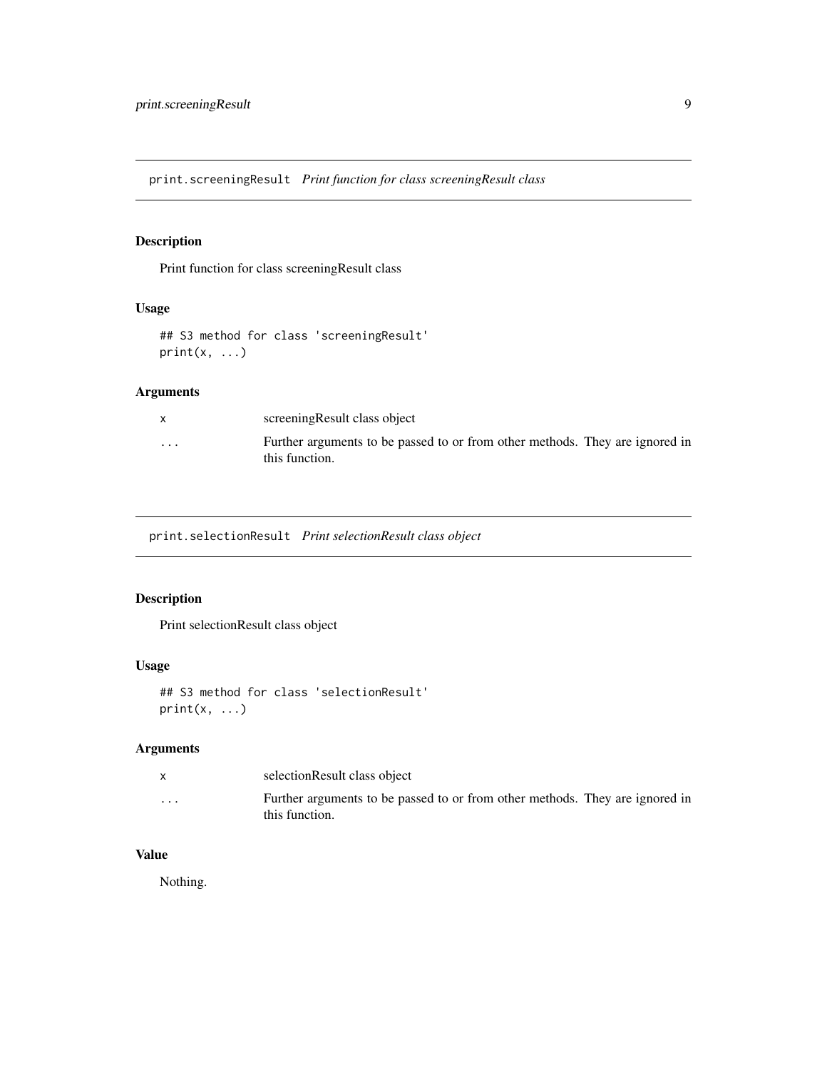## print.screeningResult *Print function for class screeningResult class*

### Description

Print function for class screeningResult class

### Usage

```
## S3 method for class 'screeningResult'
print(x, ...)
```

### Arguments

| | |
|---|---|
| x | screeningResult class object |
| ... | Further arguments to be passed to or from other methods. They are ignored in this function. |

## print.selectionResult *Print selectionResult class object*

### Description

Print selectionResult class object

### Usage

```
## S3 method for class 'selectionResult'
print(x, ...)
```

### Arguments

| | |
|---|---|
| x | selectionResult class object |
| ... | Further arguments to be passed to or from other methods. They are ignored in this function. |

### Value

Nothing.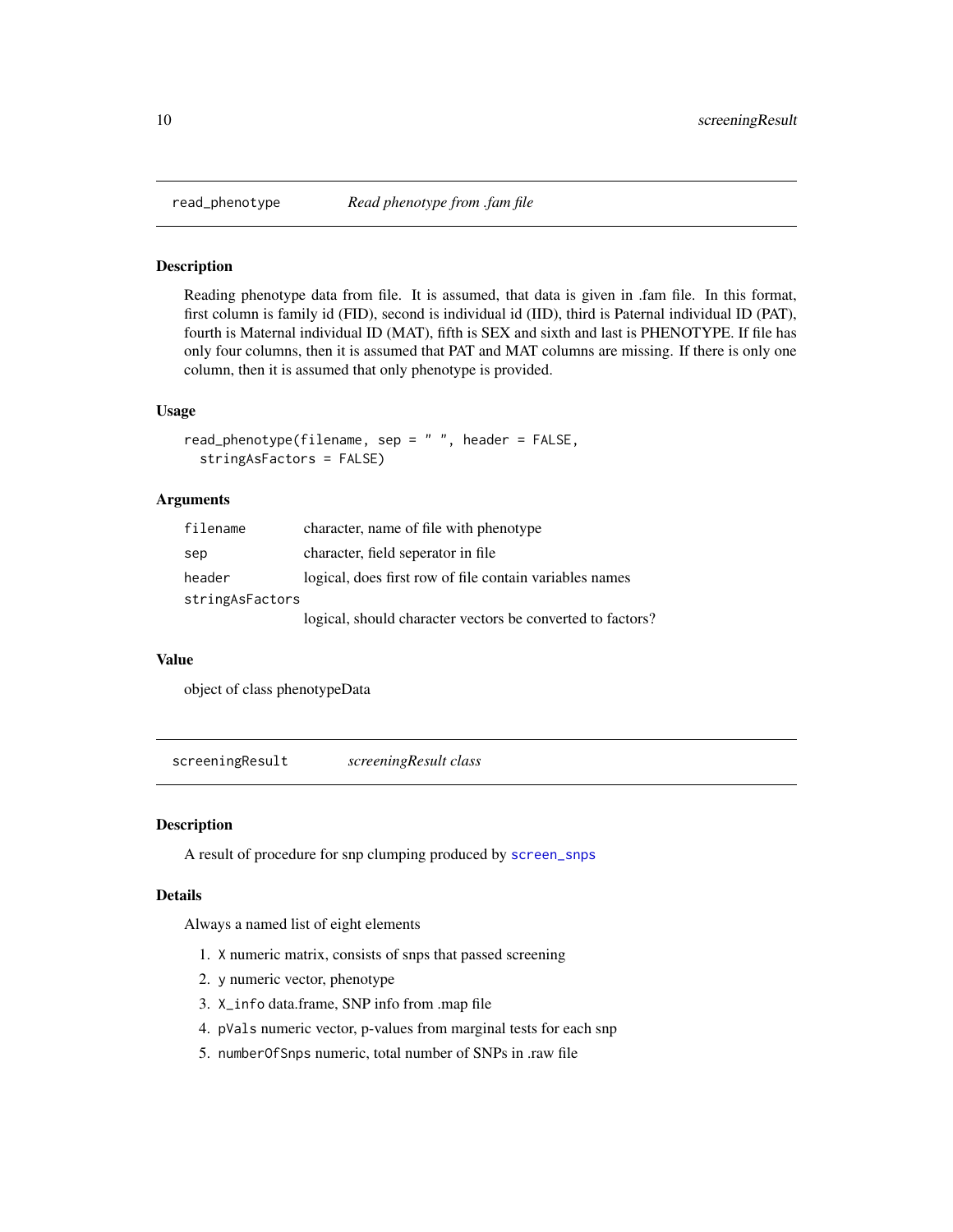## read_phenotype — *Read phenotype from .fam file*

### Description

Reading phenotype data from file. It is assumed, that data is given in .fam file. In this format, first column is family id (FID), second is individual id (IID), third is Paternal individual ID (PAT), fourth is Maternal individual ID (MAT), fifth is SEX and sixth and last is PHENOTYPE. If file has only four columns, then it is assumed that PAT and MAT columns are missing. If there is only one column, then it is assumed that only phenotype is provided.

### Usage

```
read_phenotype(filename, sep = " ", header = FALSE,
  stringAsFactors = FALSE)
```

### Arguments

| | |
|---|---|
| `filename` | character, name of file with phenotype |
| `sep` | character, field seperator in file |
| `header` | logical, does first row of file contain variables names |
| `stringAsFactors` | logical, should character vectors be converted to factors? |

### Value

object of class phenotypeData

## screeningResult — *screeningResult class*

### Description

A result of procedure for snp clumping produced by `screen_snps`

### Details

Always a named list of eight elements

1. `X` numeric matrix, consists of snps that passed screening
2. `y` numeric vector, phenotype
3. `X_info` data.frame, SNP info from .map file
4. `pVals` numeric vector, p-values from marginal tests for each snp
5. `numberOfSnps` numeric, total number of SNPs in .raw file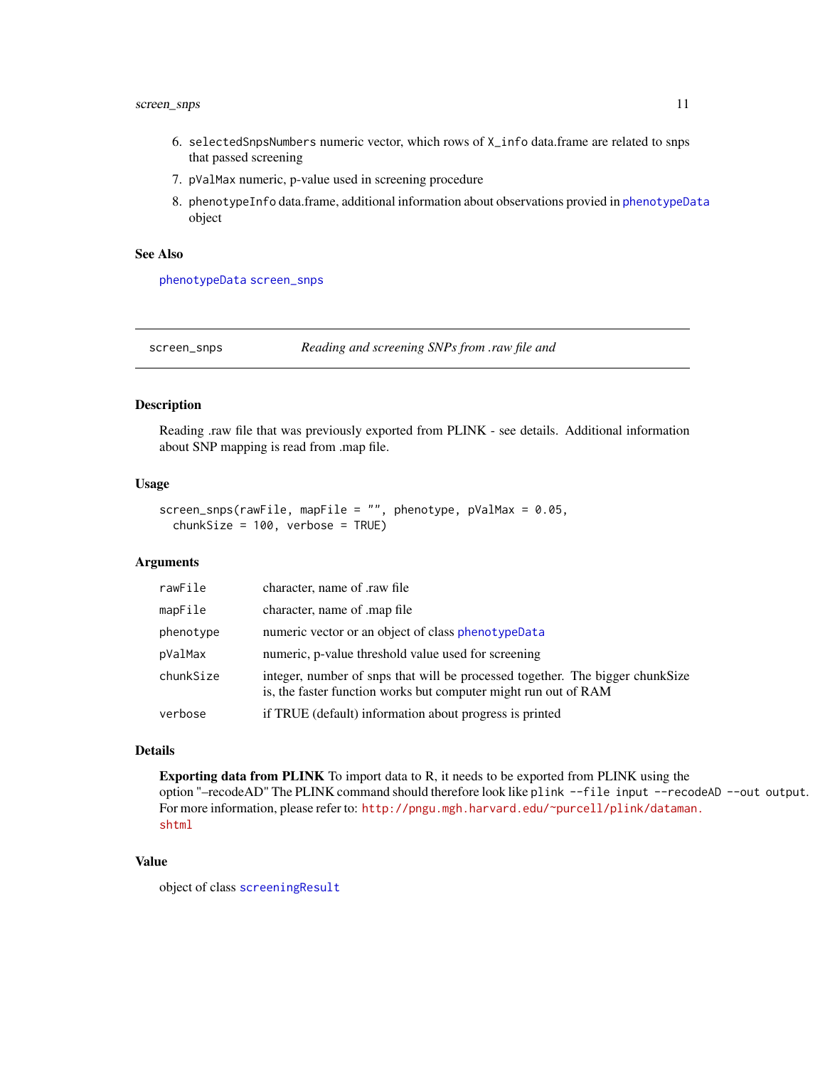6. `selectedSnpsNumbers` numeric vector, which rows of `X_info` data.frame are related to snps that passed screening
7. `pValMax` numeric, p-value used in screening procedure
8. `phenotypeInfo` data.frame, additional information about observations provied in `phenotypeData` object

### See Also

`phenotypeData` `screen_snps`

---

## `screen_snps` *Reading and screening SNPs from .raw file and*

---

### Description

Reading .raw file that was previously exported from PLINK - see details. Additional information about SNP mapping is read from .map file.

### Usage

```
screen_snps(rawFile, mapFile = "", phenotype, pValMax = 0.05,
  chunkSize = 100, verbose = TRUE)
```

### Arguments

| | |
|---|---|
| `rawFile` | character, name of .raw file |
| `mapFile` | character, name of .map file |
| `phenotype` | numeric vector or an object of class `phenotypeData` |
| `pValMax` | numeric, p-value threshold value used for screening |
| `chunkSize` | integer, number of snps that will be processed together. The bigger chunkSize is, the faster function works but computer might run out of RAM |
| `verbose` | if TRUE (default) information about progress is printed |

### Details

**Exporting data from PLINK** To import data to R, it needs to be exported from PLINK using the option "–recodeAD" The PLINK command should therefore look like `plink --file input --recodeAD --out output`. For more information, please refer to: http://pngu.mgh.harvard.edu/~purcell/plink/dataman.shtml

### Value

object of class `screeningResult`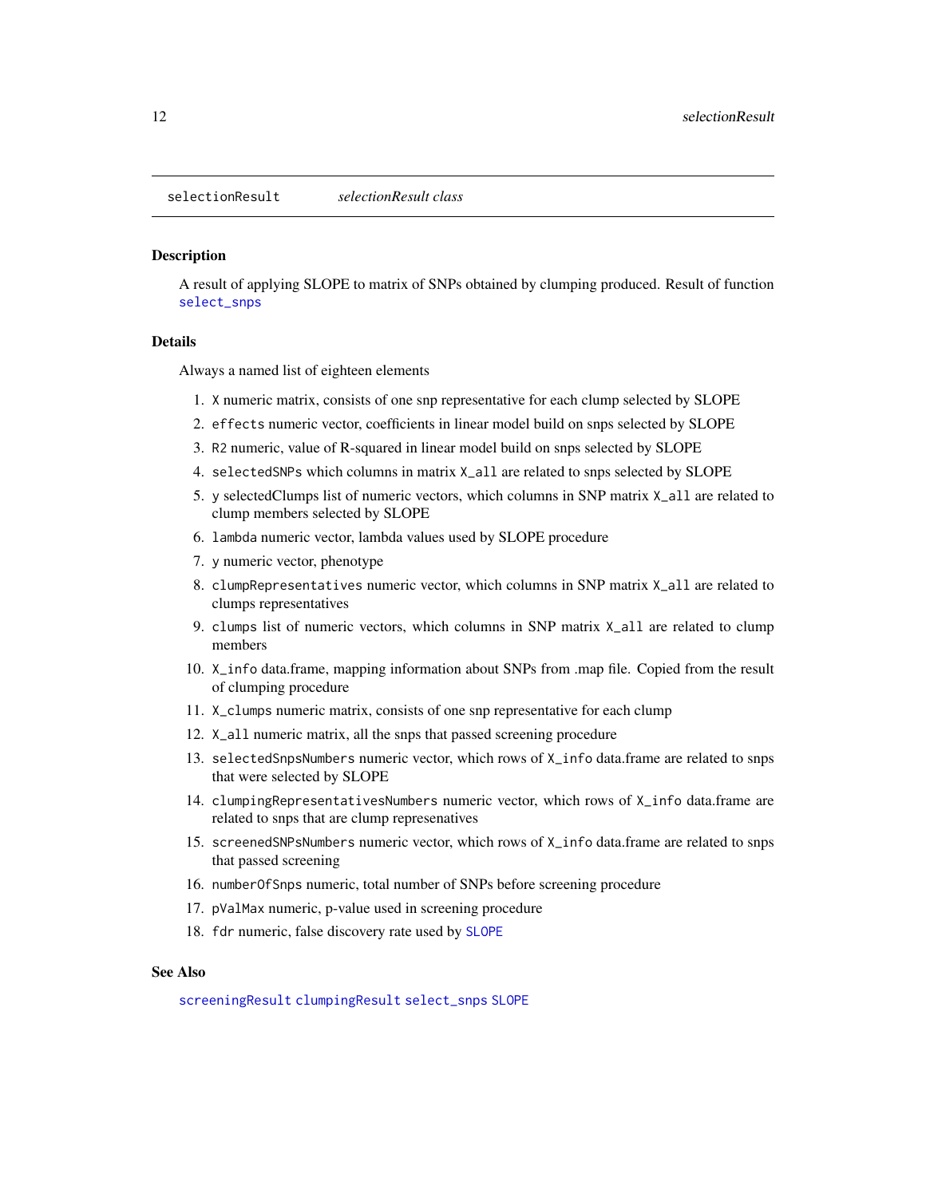`selectionResult` *selectionResult class*

## Description

A result of applying SLOPE to matrix of SNPs obtained by clumping produced. Result of function `select_snps`

## Details

Always a named list of eighteen elements

1. `X` numeric matrix, consists of one snp representative for each clump selected by SLOPE
2. `effects` numeric vector, coefficients in linear model build on snps selected by SLOPE
3. `R2` numeric, value of R-squared in linear model build on snps selected by SLOPE
4. `selectedSNPs` which columns in matrix `X_all` are related to snps selected by SLOPE
5. `y` selectedClumps list of numeric vectors, which columns in SNP matrix `X_all` are related to clump members selected by SLOPE
6. `lambda` numeric vector, lambda values used by SLOPE procedure
7. `y` numeric vector, phenotype
8. `clumpRepresentatives` numeric vector, which columns in SNP matrix `X_all` are related to clumps representatives
9. `clumps` list of numeric vectors, which columns in SNP matrix `X_all` are related to clump members
10. `X_info` data.frame, mapping information about SNPs from .map file. Copied from the result of clumping procedure
11. `X_clumps` numeric matrix, consists of one snp representative for each clump
12. `X_all` numeric matrix, all the snps that passed screening procedure
13. `selectedSnpsNumbers` numeric vector, which rows of `X_info` data.frame are related to snps that were selected by SLOPE
14. `clumpingRepresentativesNumbers` numeric vector, which rows of `X_info` data.frame are related to snps that are clump represenatives
15. `screenedSNPsNumbers` numeric vector, which rows of `X_info` data.frame are related to snps that passed screening
16. `numberOfSnps` numeric, total number of SNPs before screening procedure
17. `pValMax` numeric, p-value used in screening procedure
18. `fdr` numeric, false discovery rate used by `SLOPE`

## See Also

`screeningResult` `clumpingResult` `select_snps` `SLOPE`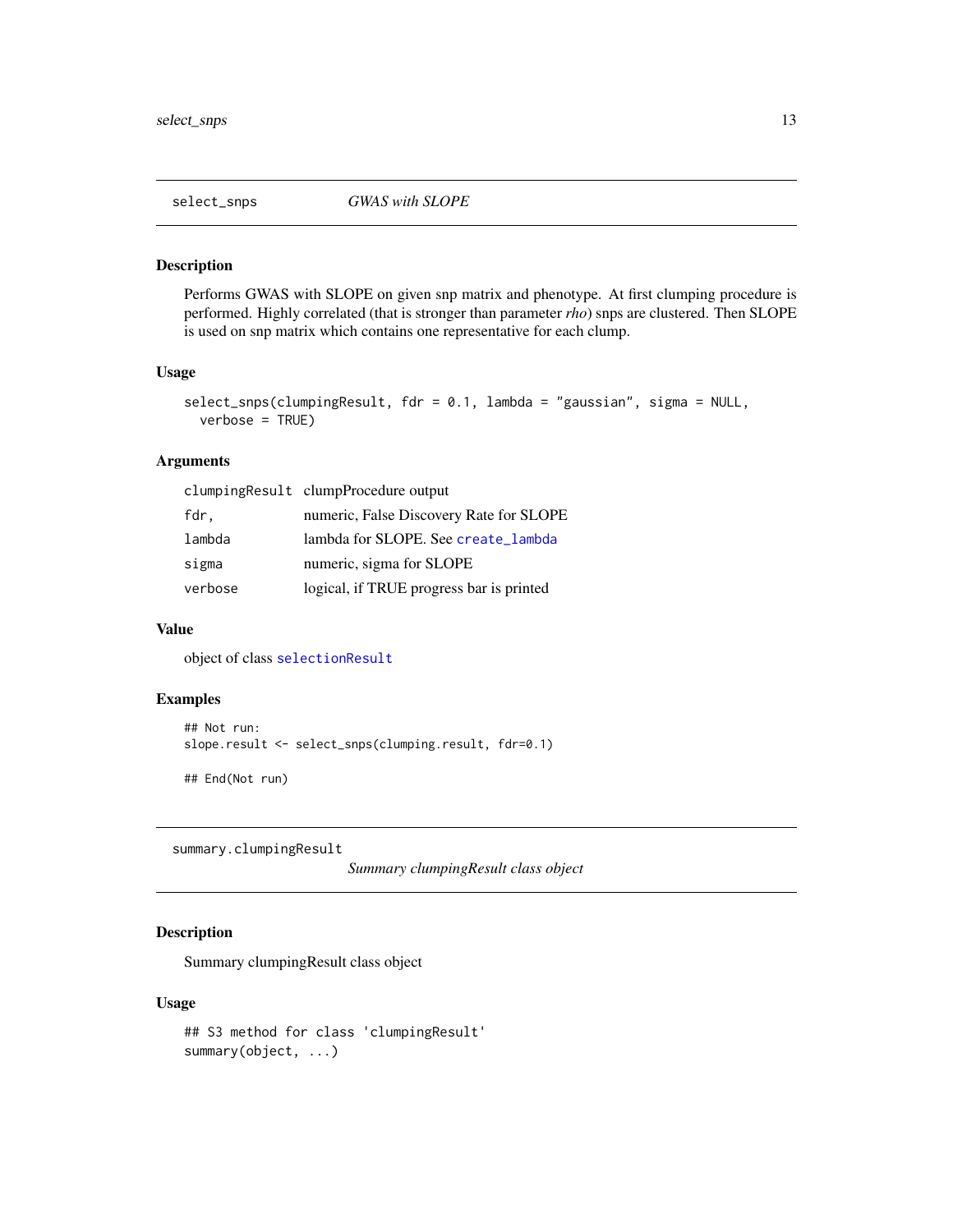## select_snps — *GWAS with SLOPE*

### Description

Performs GWAS with SLOPE on given snp matrix and phenotype. At first clumping procedure is performed. Highly correlated (that is stronger than parameter *rho*) snps are clustered. Then SLOPE is used on snp matrix which contains one representative for each clump.

### Usage

```
select_snps(clumpingResult, fdr = 0.1, lambda = "gaussian", sigma = NULL,
  verbose = TRUE)
```

### Arguments

| | |
|---|---|
| `clumpingResult` | clumpProcedure output |
| `fdr,` | numeric, False Discovery Rate for SLOPE |
| `lambda` | lambda for SLOPE. See `create_lambda` |
| `sigma` | numeric, sigma for SLOPE |
| `verbose` | logical, if TRUE progress bar is printed |

### Value

object of class `selectionResult`

### Examples

```
## Not run:
slope.result <- select_snps(clumping.result, fdr=0.1)

## End(Not run)
```

## summary.clumpingResult — *Summary clumpingResult class object*

### Description

Summary clumpingResult class object

### Usage

```
## S3 method for class 'clumpingResult'
summary(object, ...)
```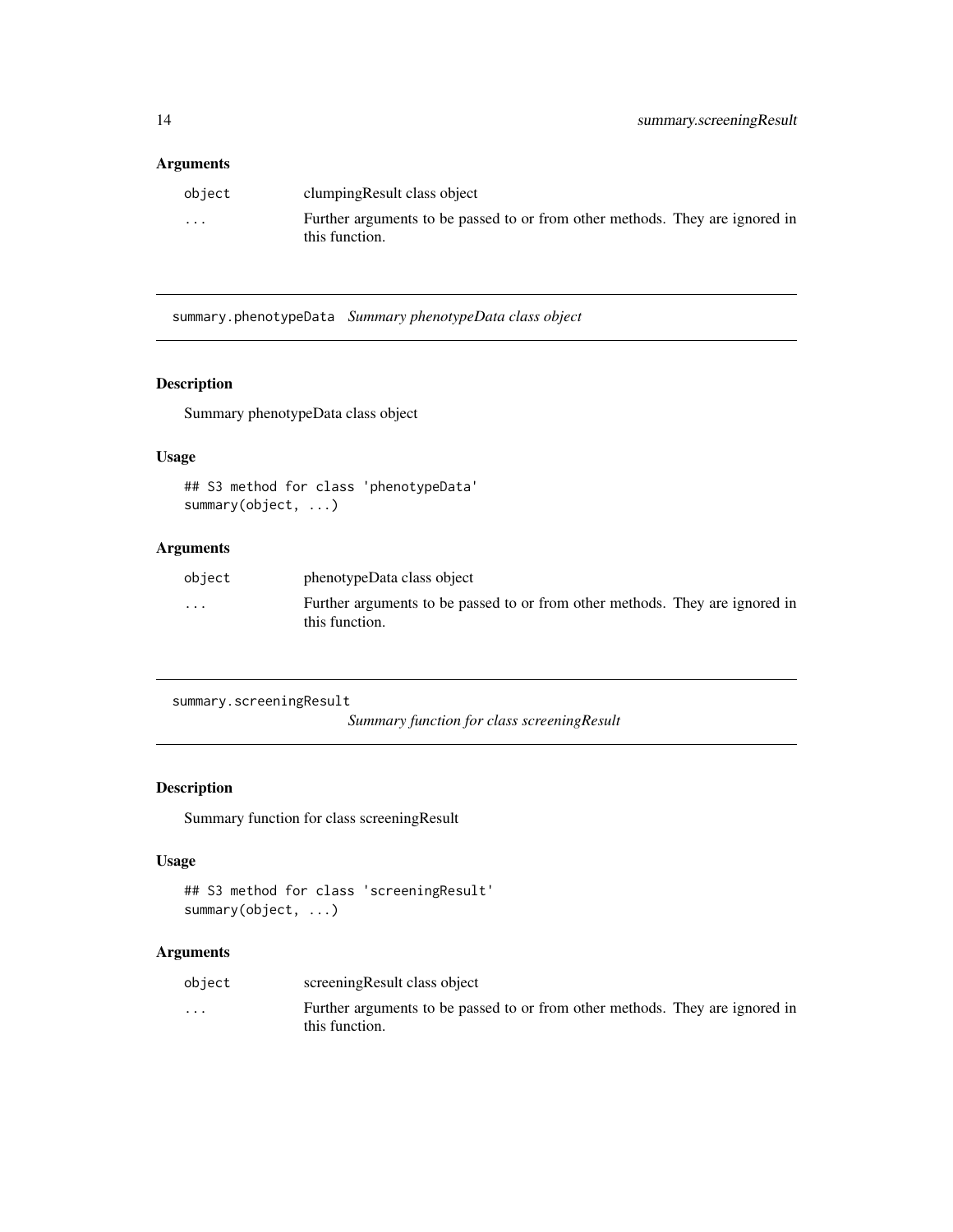## Arguments

| | |
|---|---|
| object | clumpingResult class object |
| ... | Further arguments to be passed to or from other methods. They are ignored in this function. |

---

## summary.phenotypeData *Summary phenotypeData class object*

### Description

Summary phenotypeData class object

### Usage

```
## S3 method for class 'phenotypeData'
summary(object, ...)
```

### Arguments

| | |
|---|---|
| object | phenotypeData class object |
| ... | Further arguments to be passed to or from other methods. They are ignored in this function. |

---

## summary.screeningResult *Summary function for class screeningResult*

### Description

Summary function for class screeningResult

### Usage

```
## S3 method for class 'screeningResult'
summary(object, ...)
```

### Arguments

| | |
|---|---|
| object | screeningResult class object |
| ... | Further arguments to be passed to or from other methods. They are ignored in this function. |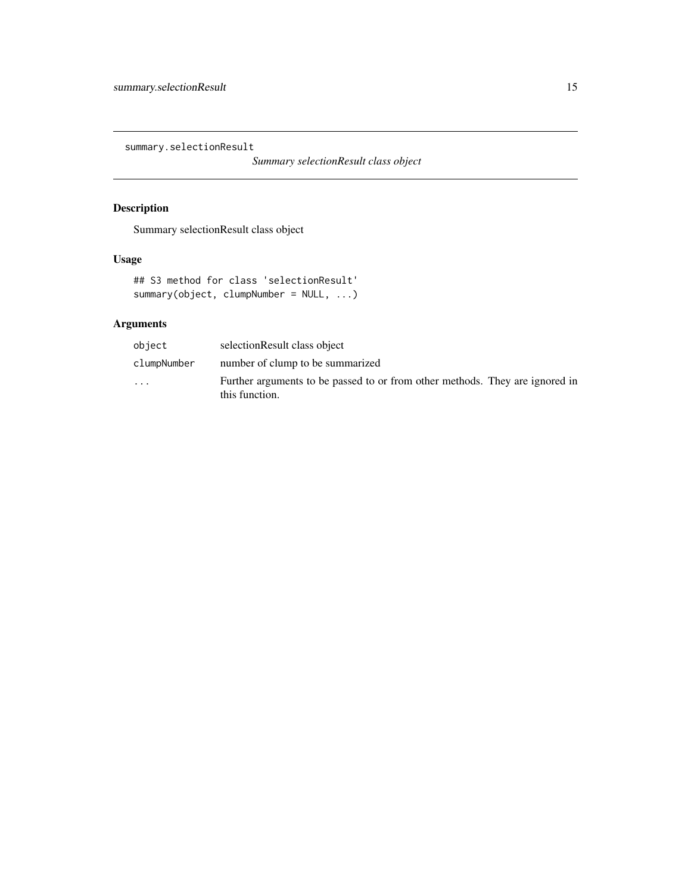`summary.selectionResult`

*Summary selectionResult class object*

## Description

Summary selectionResult class object

## Usage

```
## S3 method for class 'selectionResult'
summary(object, clumpNumber = NULL, ...)
```

## Arguments

| | |
|---|---|
| `object` | selectionResult class object |
| `clumpNumber` | number of clump to be summarized |
| `...` | Further arguments to be passed to or from other methods. They are ignored in this function. |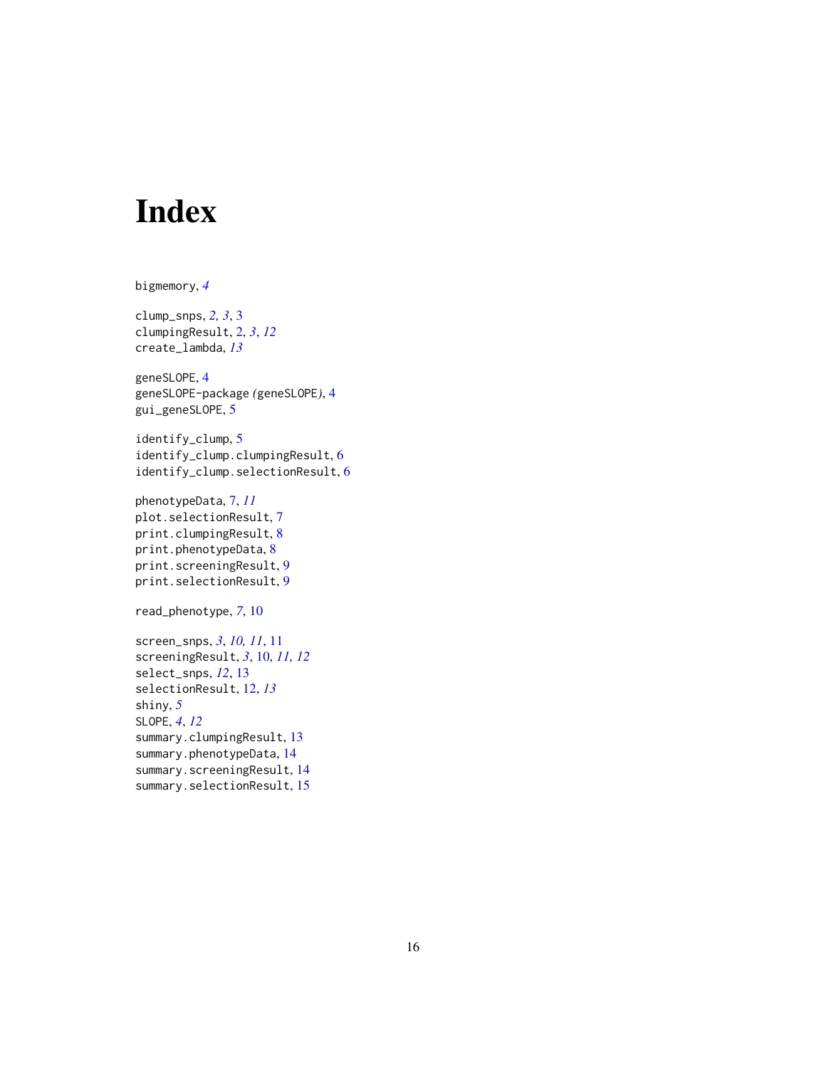# Index

bigmemory, *4*

clump_snps, *2, 3*, 3
clumpingResult, 2, *3*, *12*
create_lambda, *13*

geneSLOPE, 4
geneSLOPE-package *(*geneSLOPE*)*, 4
gui_geneSLOPE, 5

identify_clump, 5
identify_clump.clumpingResult, 6
identify_clump.selectionResult, 6

phenotypeData, 7, *11*
plot.selectionResult, 7
print.clumpingResult, 8
print.phenotypeData, 8
print.screeningResult, 9
print.selectionResult, 9

read_phenotype, *7*, 10

screen_snps, *3*, *10, 11*, 11
screeningResult, *3*, 10, *11, 12*
select_snps, *12*, 13
selectionResult, 12, *13*
shiny, *5*
SLOPE, *4*, *12*
summary.clumpingResult, 13
summary.phenotypeData, 14
summary.screeningResult, 14
summary.selectionResult, 15